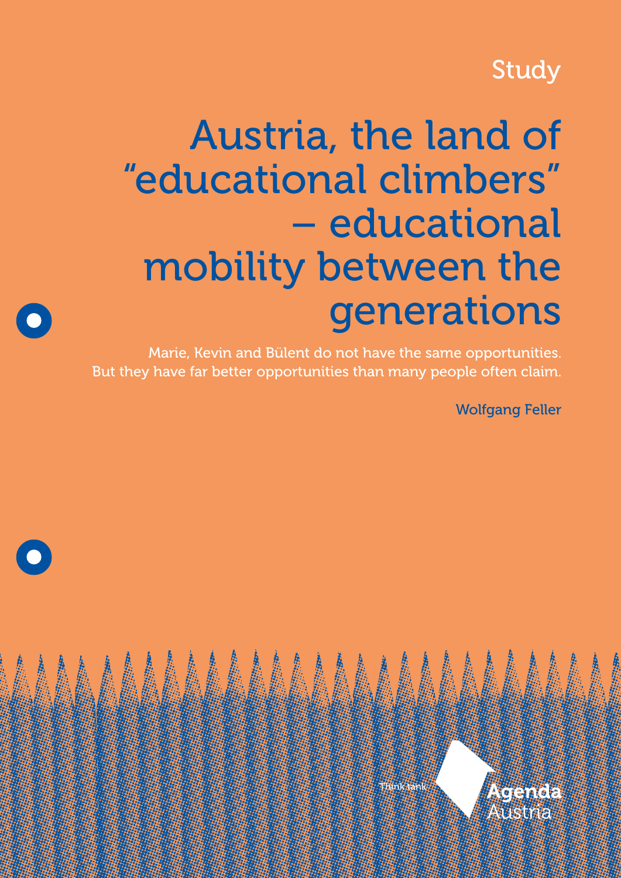Study

# Austria, the land of "educational climbers" – educational mobility between the generations

Marie, Kevin and Bülent do not have the same opportunities. But they have far better opportunities than many people often claim.

Wolfgang Feller

Think tank Agenda Austria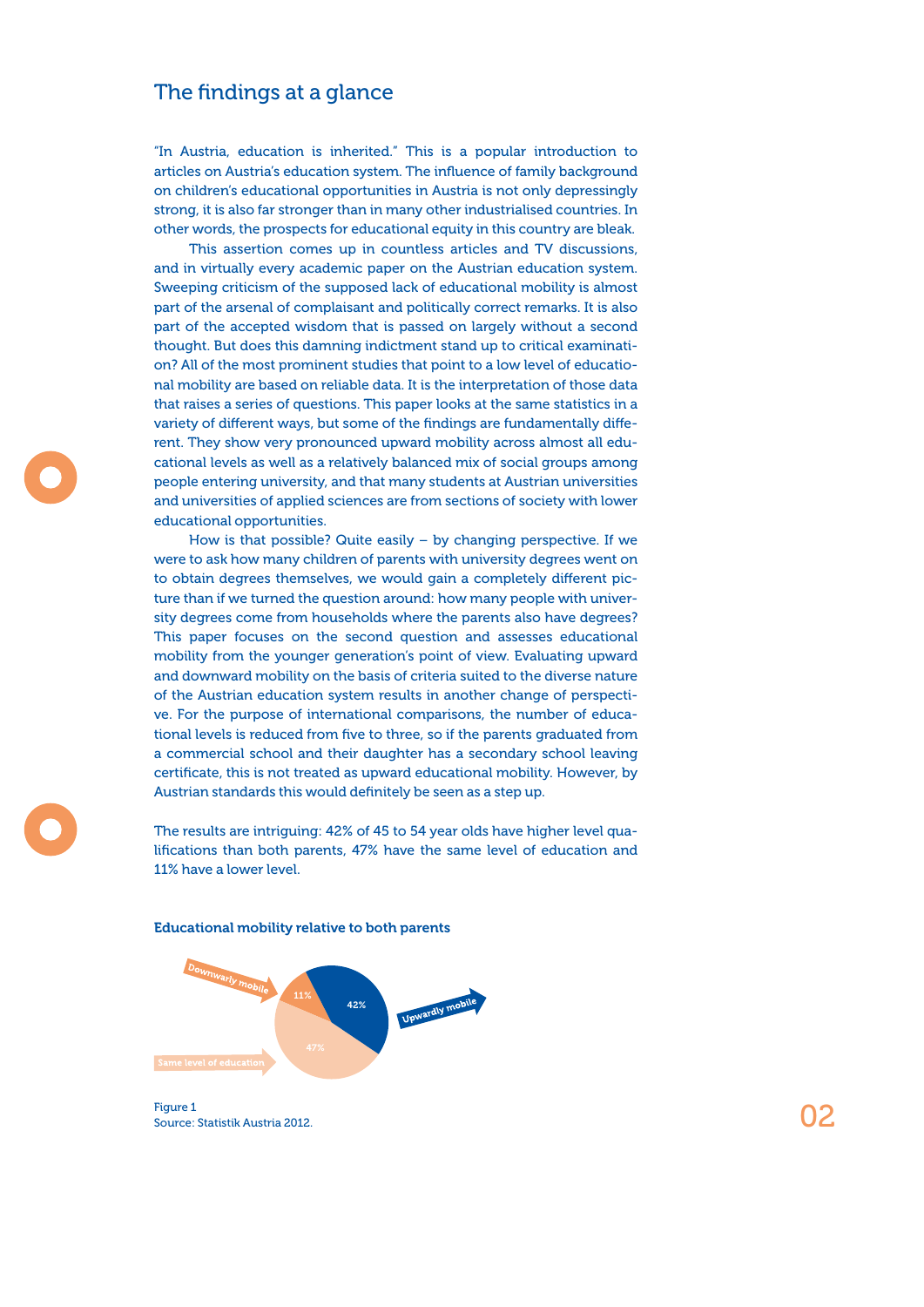## The findings at a glance

"In Austria, education is inherited." This is a popular introduction to articles on Austria's education system. The influence of family background on children's educational opportunities in Austria is not only depressingly strong, it is also far stronger than in many other industrialised countries. In other words, the prospects for educational equity in this country are bleak.

This assertion comes up in countless articles and TV discussions, and in virtually every academic paper on the Austrian education system. Sweeping criticism of the supposed lack of educational mobility is almost part of the arsenal of complaisant and politically correct remarks. It is also part of the accepted wisdom that is passed on largely without a second thought. But does this damning indictment stand up to critical examination? All of the most prominent studies that point to a low level of educational mobility are based on reliable data. It is the interpretation of those data that raises a series of questions. This paper looks at the same statistics in a variety of different ways, but some of the findings are fundamentally different. They show very pronounced upward mobility across almost all educational levels as well as a relatively balanced mix of social groups among people entering university, and that many students at Austrian universities and universities of applied sciences are from sections of society with lower educational opportunities.

How is that possible? Quite easily – by changing perspective. If we were to ask how many children of parents with university degrees went on to obtain degrees themselves, we would gain a completely different picture than if we turned the question around: how many people with university degrees come from households where the parents also have degrees? This paper focuses on the second question and assesses educational mobility from the younger generation's point of view. Evaluating upward and downward mobility on the basis of criteria suited to the diverse nature of the Austrian education system results in another change of perspective. For the purpose of international comparisons, the number of educational levels is reduced from five to three, so if the parents graduated from a commercial school and their daughter has a secondary school leaving certificate, this is not treated as upward educational mobility. However, by Austrian standards this would definitely be seen as a step up.

The results are intriguing: 42% of 45 to 54 year olds have higher level qualifications than both parents, 47% have the same level of education and 11% have a lower level.

**Educational mobility relative to both parents**

| Category | Share |
|---|---|
| Upwardly mobile | 42% |
| Same level of education | 47% |
| Downwardly mobile | 11% |

Figure 1
Source: Statistik Austria 2012.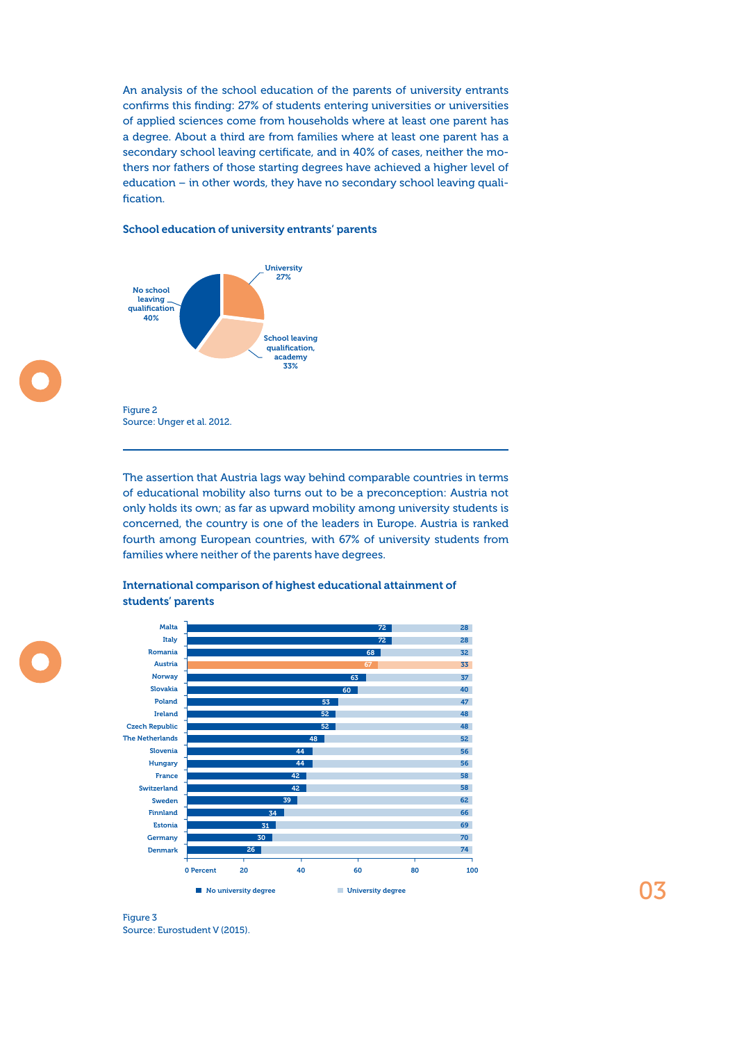An analysis of the school education of the parents of university entrants confirms this finding: 27% of students entering universities or universities of applied sciences come from households where at least one parent has a degree. About a third are from families where at least one parent has a secondary school leaving certificate, and in 40% of cases, neither the mothers nor fathers of those starting degrees have achieved a higher level of education – in other words, they have no secondary school leaving qualification.

### School education of university entrants' parents

| Category | Share |
|---|---|
| University | 27% |
| School leaving qualification, academy | 33% |
| No school leaving qualification | 40% |

Figure 2
Source: Unger et al. 2012.

---

The assertion that Austria lags way behind comparable countries in terms of educational mobility also turns out to be a preconception: Austria not only holds its own; as far as upward mobility among university students is concerned, the country is one of the leaders in Europe. Austria is ranked fourth among European countries, with 67% of university students from families where neither of the parents have degrees.

### International comparison of highest educational attainment of students' parents

| Country | No university degree (Percent) | University degree (Percent) |
|---|---|---|
| Malta | 72 | 28 |
| Italy | 72 | 28 |
| Romania | 68 | 32 |
| Austria | 67 | 33 |
| Norway | 63 | 37 |
| Slovakia | 60 | 40 |
| Poland | 53 | 47 |
| Ireland | 52 | 48 |
| Czech Republic | 52 | 48 |
| The Netherlands | 48 | 52 |
| Slovenia | 44 | 56 |
| Hungary | 44 | 56 |
| France | 42 | 58 |
| Switzerland | 42 | 58 |
| Sweden | 39 | 62 |
| Finnland | 34 | 66 |
| Estonia | 31 | 69 |
| Germany | 30 | 70 |
| Denmark | 26 | 74 |

Figure 3
Source: Eurostudent V (2015).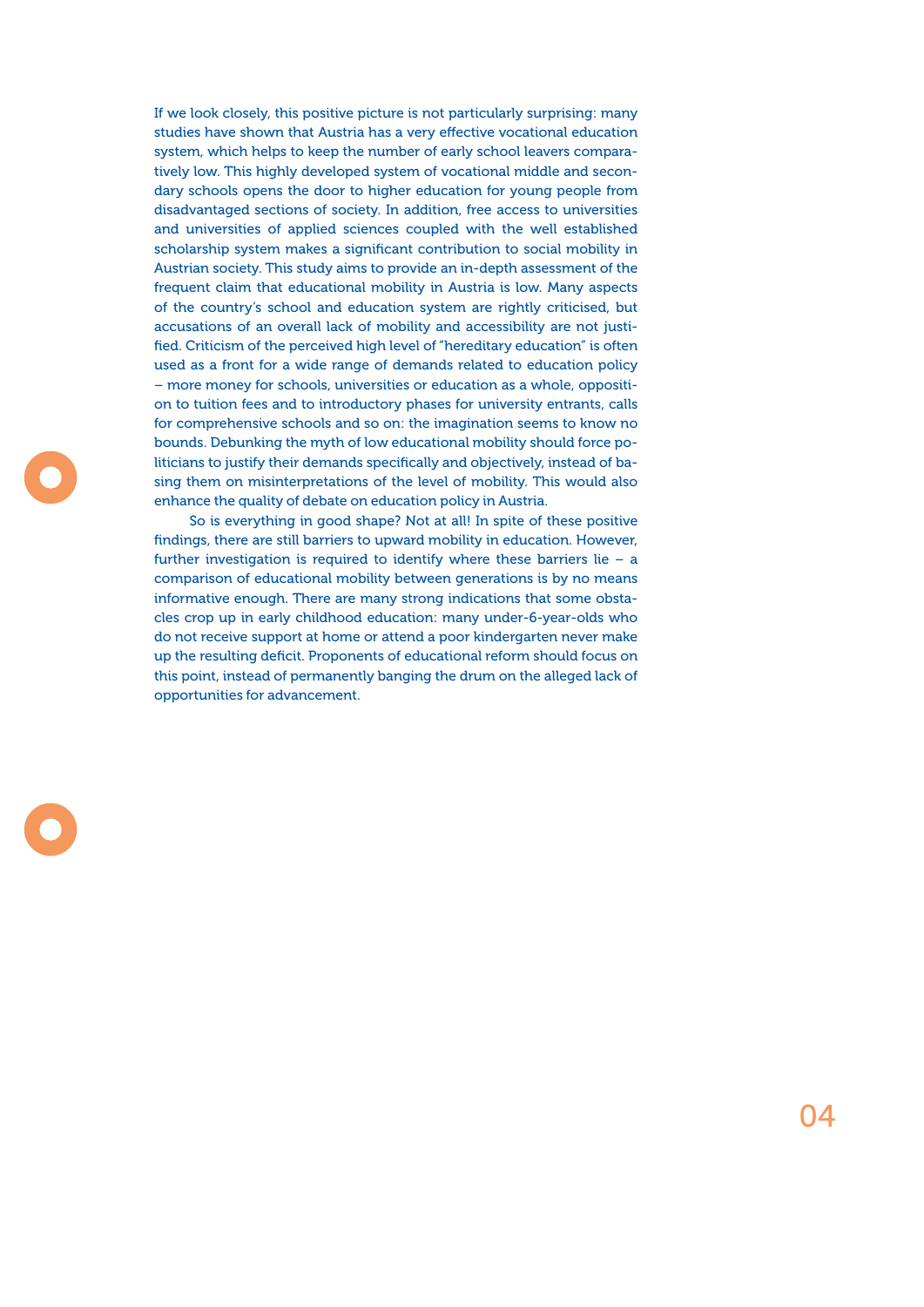If we look closely, this positive picture is not particularly surprising: many studies have shown that Austria has a very effective vocational education system, which helps to keep the number of early school leavers comparatively low. This highly developed system of vocational middle and secondary schools opens the door to higher education for young people from disadvantaged sections of society. In addition, free access to universities and universities of applied sciences coupled with the well established scholarship system makes a significant contribution to social mobility in Austrian society. This study aims to provide an in-depth assessment of the frequent claim that educational mobility in Austria is low. Many aspects of the country's school and education system are rightly criticised, but accusations of an overall lack of mobility and accessibility are not justified. Criticism of the perceived high level of "hereditary education" is often used as a front for a wide range of demands related to education policy – more money for schools, universities or education as a whole, opposition to tuition fees and to introductory phases for university entrants, calls for comprehensive schools and so on: the imagination seems to know no bounds. Debunking the myth of low educational mobility should force politicians to justify their demands specifically and objectively, instead of basing them on misinterpretations of the level of mobility. This would also enhance the quality of debate on education policy in Austria.

So is everything in good shape? Not at all! In spite of these positive findings, there are still barriers to upward mobility in education. However, further investigation is required to identify where these barriers lie – a comparison of educational mobility between generations is by no means informative enough. There are many strong indications that some obstacles crop up in early childhood education: many under-6-year-olds who do not receive support at home or attend a poor kindergarten never make up the resulting deficit. Proponents of educational reform should focus on this point, instead of permanently banging the drum on the alleged lack of opportunities for advancement.